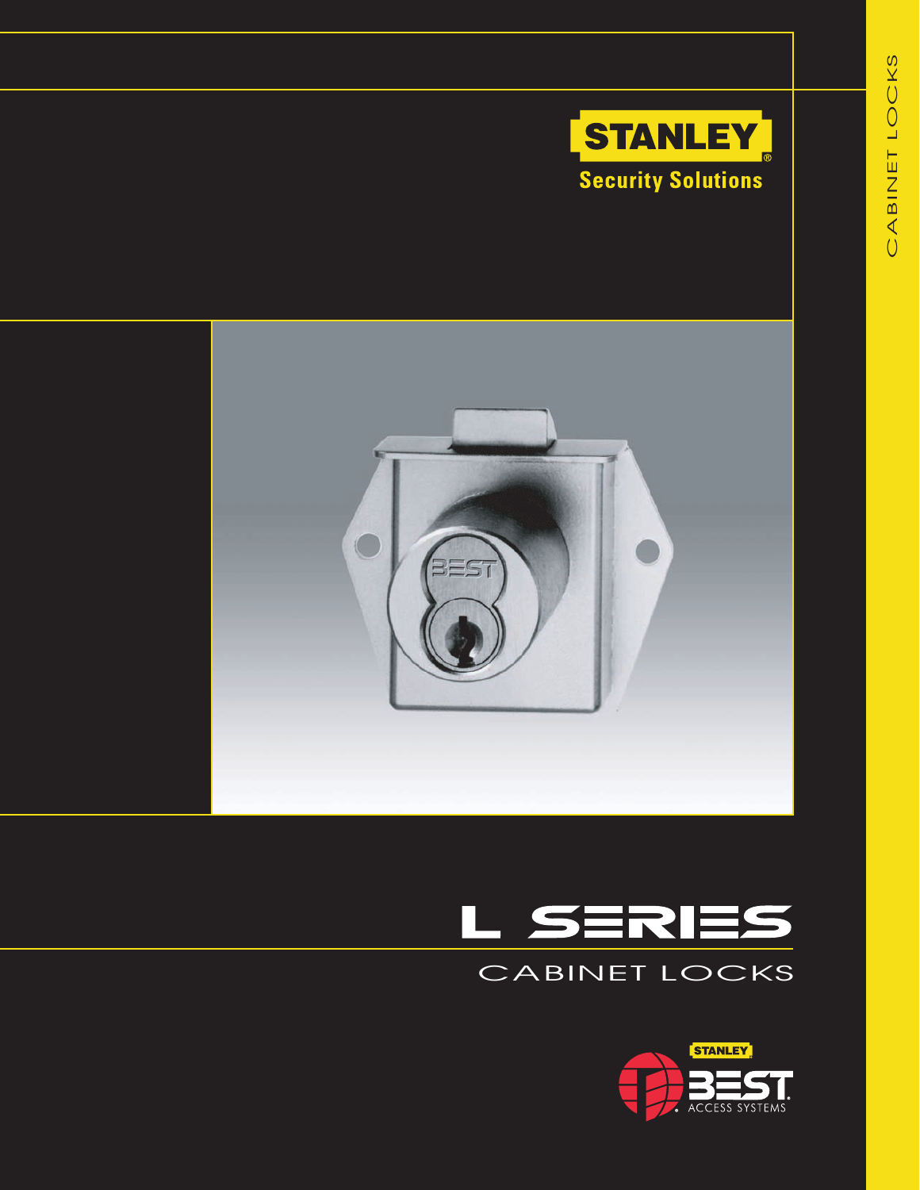CABINET LOCKS

STANLEY®

Security Solutions

# L SERIES

## CABINET LOCKS

STANLEY

BEST®

ACCESS SYSTEMS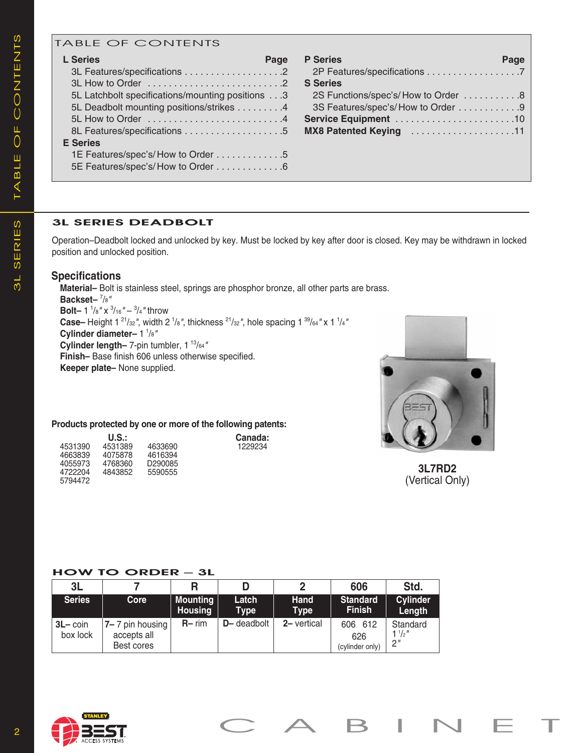## TABLE OF CONTENTS

**L Series** — Page
- 3L Features/specifications . . . . . . . . . . . . . . . . . . .2
- 3L How to Order . . . . . . . . . . . . . . . . . . . . . . . . . .2
- 5L Latchbolt specifications/mounting positions . . .3
- 5L Deadbolt mounting positions/strikes . . . . . . . . .4
- 5L How to Order . . . . . . . . . . . . . . . . . . . . . . . . . .4
- 8L Features/specifications . . . . . . . . . . . . . . . . . . .5

**E Series**
- 1E Features/spec's/ How to Order . . . . . . . . . . . . .5
- 5E Features/spec's/ How to Order . . . . . . . . . . . . .6

**P Series** — Page
- 2P Features/specifications . . . . . . . . . . . . . . . . . .7

**S Series**
- 2S Functions/spec's/ How to Order . . . . . . . . . . .8
- 3S Features/spec's/ How to Order . . . . . . . . . . . .9

**Service Equipment** . . . . . . . . . . . . . . . . . . . . . . .10

**MX8 Patented Keying** . . . . . . . . . . . . . . . . . . . .11

## 3L SERIES DEADBOLT

Operation–Deadbolt locked and unlocked by key. Must be locked by key after door is closed. Key may be withdrawn in locked position and unlocked position.

### Specifications

**Material–** Bolt is stainless steel, springs are phosphor bronze, all other parts are brass.
**Backset–** 7/8"
**Bolt–** 1 1/8" x 3/16" – 3/4" throw
**Case–** Height 1 21/32", width 2 1/8", thickness 21/32", hole spacing 1 39/64" x 1 1/4"
**Cylinder diameter–** 1 1/8"
**Cylinder length–** 7-pin tumbler, 1 13/64"
**Finish–** Base finish 606 unless otherwise specified.
**Keeper plate–** None supplied.

**3L7RD2**
(Vertical Only)

**Products protected by one or more of the following patents:**

**U.S.:**
4531390, 4531389, 4633690, 4663839, 4075878, 4616394, 4055973, 4768360, D290085, 4722204, 4843852, 5590555, 5794472

**Canada:**
1229234

## HOW TO ORDER – 3L

| 3L | 7 | R | D | 2 | 606 | Std. |
|---|---|---|---|---|---|---|
| **Series** | **Core** | **Mounting Housing** | **Latch Type** | **Hand Type** | **Standard Finish** | **Cylinder Length** |
| **3L–** coin box lock | **7–** 7 pin housing accepts all Best cores | **R–** rim | **D–** deadbolt | **2–** vertical | 606 612 626 (cylinder only) | Standard 1 1/2" 2" |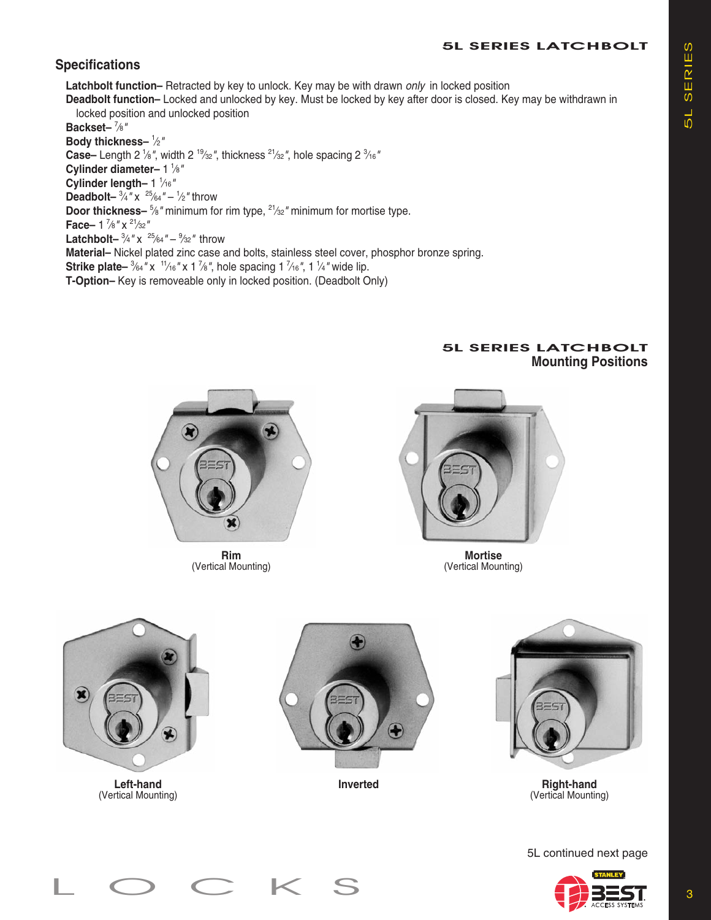## 5L SERIES LATCHBOLT

## Specifications

**Latchbolt function–** Retracted by key to unlock. Key may be with drawn *only* in locked position

**Deadbolt function–** Locked and unlocked by key. Must be locked by key after door is closed. Key may be withdrawn in locked position and unlocked position

**Backset–** ⅞"

**Body thickness–** ½"

**Case–** Length 2 ⅛", width 2 19⁄32", thickness 21⁄32", hole spacing 2 3⁄16"

**Cylinder diameter–** 1 ⅛"

**Cylinder length–** 1 1⁄16"

**Deadbolt–** ¾" x 25⁄64" – ½" throw

**Door thickness–** ⅝" minimum for rim type, 21⁄32" minimum for mortise type.

**Face–** 1 ⅞" x 21⁄32"

**Latchbolt–** ¾" x 25⁄64" – 9⁄32" throw

**Material–** Nickel plated zinc case and bolts, stainless steel cover, phosphor bronze spring.

**Strike plate–** 3⁄64" x 11⁄16" x 1 ⅞", hole spacing 1 7⁄16", 1 ¼" wide lip.

**T-Option–** Key is removeable only in locked position. (Deadbolt Only)

## 5L SERIES LATCHBOLT
### Mounting Positions

**Rim**
(Vertical Mounting)

**Mortise**
(Vertical Mounting)

**Left-hand**
(Vertical Mounting)

**Inverted**

**Right-hand**
(Vertical Mounting)

5L continued next page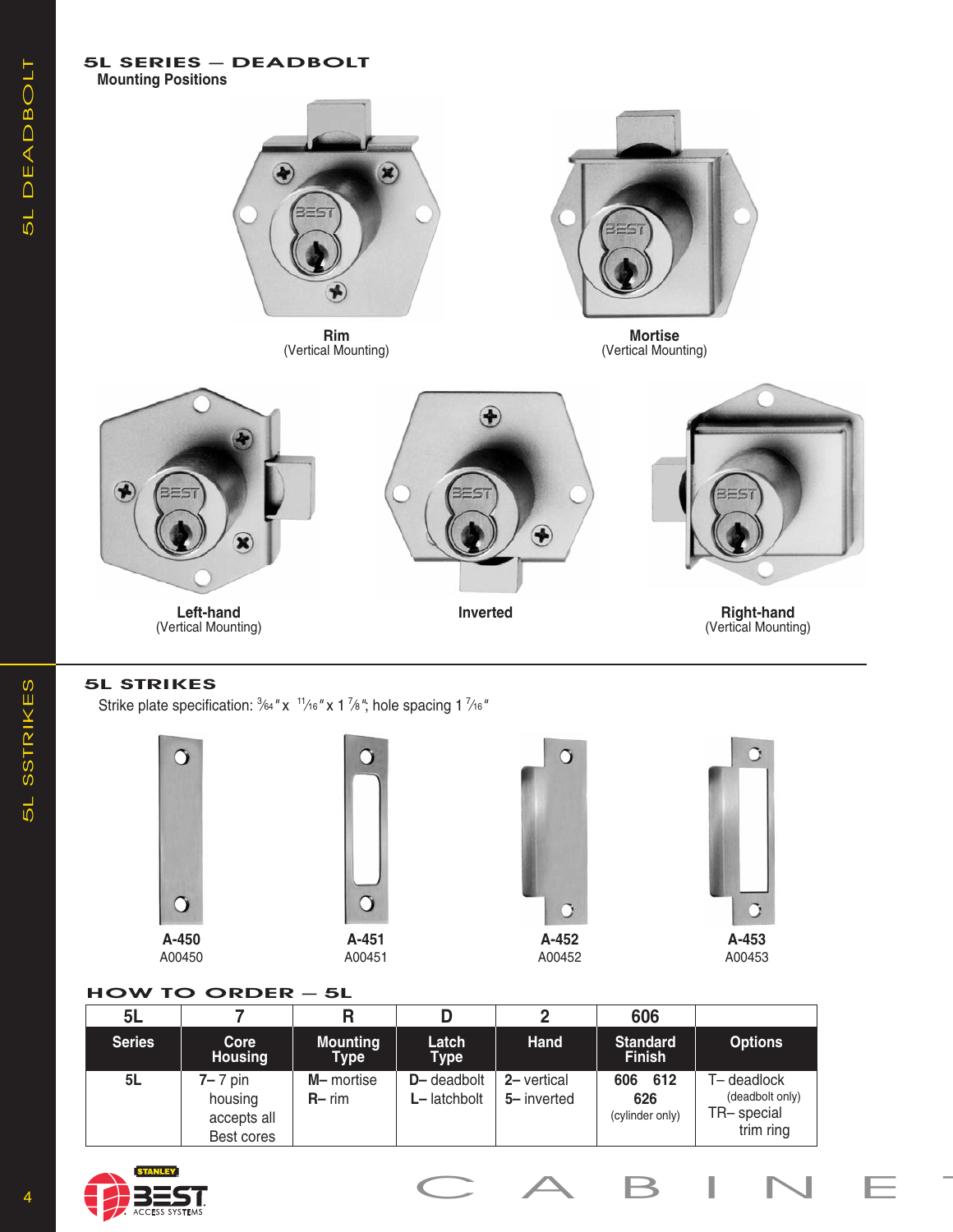## 5L SERIES — DEADBOLT

### Mounting Positions

**Rim**
(Vertical Mounting)

**Mortise**
(Vertical Mounting)

**Left-hand**
(Vertical Mounting)

**Inverted**

**Right-hand**
(Vertical Mounting)

## 5L STRIKES

Strike plate specification: 3⁄64" x 11⁄16" x 1 7⁄8"; hole spacing 1 7⁄16"

**A-450**
A00450

**A-451**
A00451

**A-452**
A00452

**A-453**
A00453

## HOW TO ORDER — 5L

| 5L | 7 | R | D | 2 | 606 | |
|---|---|---|---|---|---|---|
| **Series** | **Core Housing** | **Mounting Type** | **Latch Type** | **Hand** | **Standard Finish** | **Options** |
| 5L | 7– 7 pin housing accepts all Best cores | M– mortise<br>R– rim | D– deadbolt<br>L– latchbolt | 2– vertical<br>5– inverted | 606 612<br>626<br>(cylinder only) | T– deadlock (deadbolt only)<br>TR– special trim ring |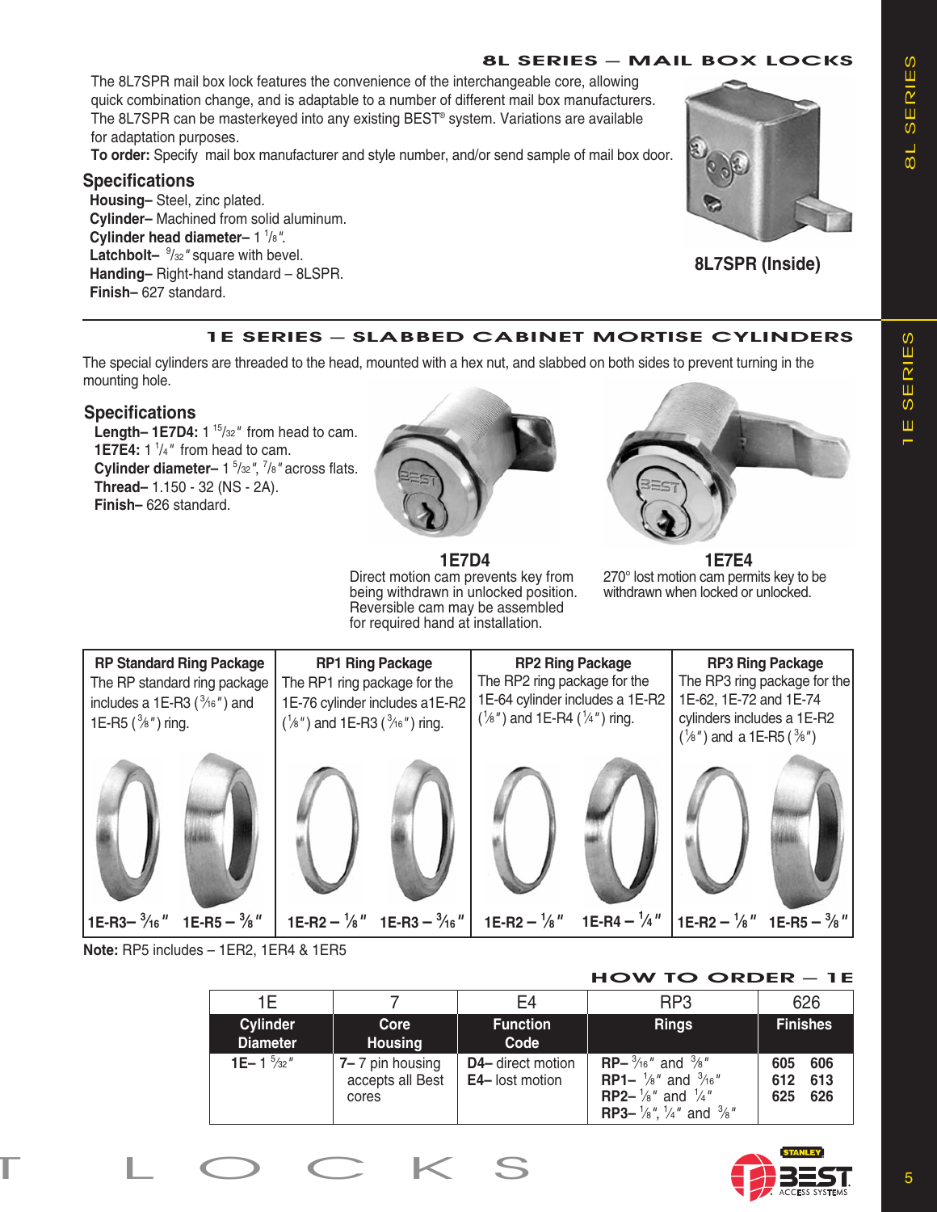## 8L SERIES — MAIL BOX LOCKS

The 8L7SPR mail box lock features the convenience of the interchangeable core, allowing quick combination change, and is adaptable to a number of different mail box manufacturers. The 8L7SPR can be masterkeyed into any existing BEST® system. Variations are available for adaptation purposes.

**To order:** Specify mail box manufacturer and style number, and/or send sample of mail box door.

### Specifications

**Housing–** Steel, zinc plated.
**Cylinder–** Machined from solid aluminum.
**Cylinder head diameter–** 1 1/8".
**Latchbolt–** 9/32" square with bevel.
**Handing–** Right-hand standard – 8LSPR.
**Finish–** 627 standard.

**8L7SPR (Inside)**

## 1E SERIES — SLABBED CABINET MORTISE CYLINDERS

The special cylinders are threaded to the head, mounted with a hex nut, and slabbed on both sides to prevent turning in the mounting hole.

### Specifications

**Length– 1E7D4:** 1 15/32" from head to cam.
**1E7E4:** 1 1/4" from head to cam.
**Cylinder diameter–** 1 5/32", 7/8" across flats.
**Thread–** 1.150 - 32 (NS - 2A).
**Finish–** 626 standard.

**1E7D4**
Direct motion cam prevents key from being withdrawn in unlocked position. Reversible cam may be assembled for required hand at installation.

**1E7E4**
270° lost motion cam permits key to be withdrawn when locked or unlocked.

| RP Standard Ring Package | RP1 Ring Package | RP2 Ring Package | RP3 Ring Package |
|---|---|---|---|
| The RP standard ring package includes a 1E-R3 (3/16") and 1E-R5 (3/8") ring. | The RP1 ring package for the 1E-76 cylinder includes a1E-R2 (1/8") and 1E-R3 (3/16") ring. | The RP2 ring package for the 1E-64 cylinder includes a 1E-R2 (1/8") and 1E-R4 (1/4") ring. | The RP3 ring package for the 1E-62, 1E-72 and 1E-74 cylinders includes a 1E-R2 (1/8") and a 1E-R5 (3/8") |
| 1E-R3– 3/16"  1E-R5 – 3/8" | 1E-R2 – 1/8"  1E-R3 – 3/16" | 1E-R2 – 1/8"  1E-R4 – 1/4" | 1E-R2 – 1/8"  1E-R5 – 3/8" |

**Note:** RP5 includes – 1ER2, 1ER4 & 1ER5

## HOW TO ORDER — 1E

| 1E | 7 | E4 | RP3 | 626 |
|---|---|---|---|---|
| **Cylinder Diameter** | **Core Housing** | **Function Code** | **Rings** | **Finishes** |
| **1E–** 1 5/32" | **7–** 7 pin housing accepts all Best cores | **D4–** direct motion<br>**E4–** lost motion | **RP–** 3/16" and 3/8"<br>**RP1–** 1/8" and 3/16"<br>**RP2–** 1/8" and 1/4"<br>**RP3–** 1/8", 1/4" and 3/8" | 605  606<br>612  613<br>625  626 |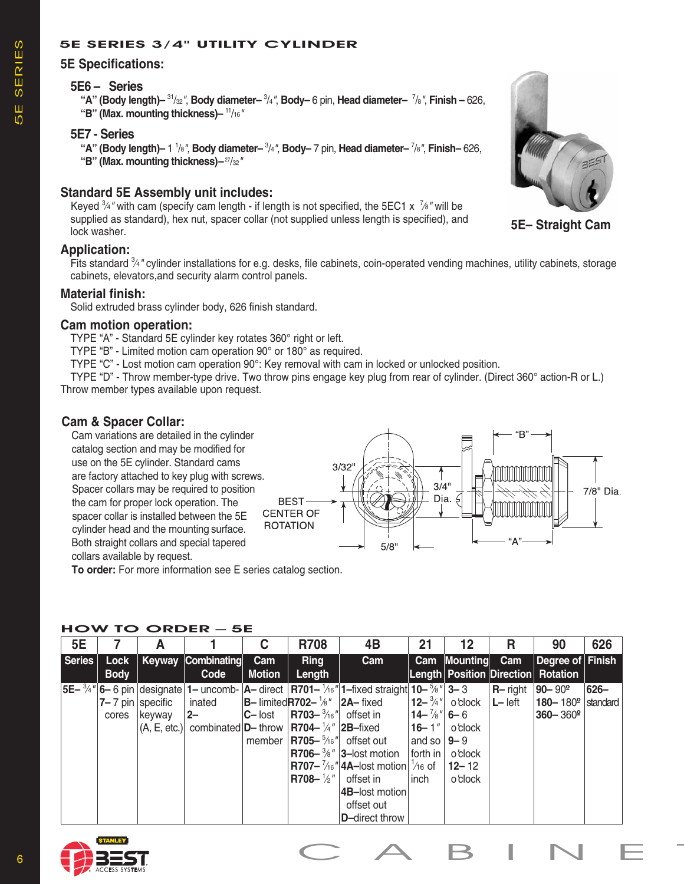# 5E SERIES 3/4" UTILITY CYLINDER

## 5E Specifications:

### 5E6 – Series

**"A" (Body length)–** 31/32", **Body diameter–** 3/4", **Body–** 6 pin, **Head diameter–** 7/8", **Finish –** 626, **"B" (Max. mounting thickness)–** 11/16"

### 5E7 - Series

**"A" (Body length)–** 1 1/8", **Body diameter–** 3/4", **Body–** 7 pin, **Head diameter–** 7/8", **Finish–** 626, **"B" (Max. mounting thickness)–**27/32"

5E– Straight Cam

## Standard 5E Assembly unit includes:

Keyed 3/4" with cam (specify cam length - if length is not specified, the 5EC1 x 7/8" will be supplied as standard), hex nut, spacer collar (not supplied unless length is specified), and lock washer.

## Application:

Fits standard 3/4" cylinder installations for e.g. desks, file cabinets, coin-operated vending machines, utility cabinets, storage cabinets, elevators,and security alarm control panels.

## Material finish:

Solid extruded brass cylinder body, 626 finish standard.

## Cam motion operation:

TYPE "A" - Standard 5E cylinder key rotates 360° right or left.
TYPE "B" - Limited motion cam operation 90° or 180° as required.
TYPE "C" - Lost motion cam operation 90°: Key removal with cam in locked or unlocked position.
TYPE "D" - Throw member-type drive. Two throw pins engage key plug from rear of cylinder. (Direct 360° action-R or L.)
Throw member types available upon request.

## Cam & Spacer Collar:

Cam variations are detailed in the cylinder catalog section and may be modified for use on the 5E cylinder. Standard cams are factory attached to key plug with screws. Spacer collars may be required to position the cam for proper lock operation. The spacer collar is installed between the 5E cylinder head and the mounting surface. Both straight collars and special tapered collars available by request.

**To order:** For more information see E series catalog section.

3/32" · 3/4" Dia. · BEST CENTER OF ROTATION · 5/8" · "B" · 7/8" Dia. · "A"

# HOW TO ORDER — 5E

| 5E | 7 | A | 1 | C | R708 | 4B | 21 | 12 | R | 90 | 626 |
|---|---|---|---|---|---|---|---|---|---|---|---|
| **Series** | **Lock Body** | **Keyway** | **Combinating Code** | **Cam Motion** | **Ring Length** | **Cam** | **Cam Length** | **Mounting Position** | **Cam Direction** | **Degree of Rotation** | **Finish** |
| **5E–** 3/4" | **6–** 6 pin<br>**7–** 7 pin cores | designate specific keyway (A, E, etc.) | **1–** uncombinated<br>**2–** combinated | **A–** direct<br>**B–** limited<br>**C–** lost<br>**D–** throw member | **R701–** 1/16"<br>**R702–** 1/8"<br>**R703–** 3/16"<br>**R704–** 1/4"<br>**R705–** 5/16"<br>**R706–** 3/8"<br>**R707–** 7/16"<br>**R708–** 1/2" | **1–**fixed straight<br>**2A–** fixed offset in<br>**2B–**fixed offset out<br>**3–**lost motion<br>**4A–**lost motion offset in<br>**4B–**lost motion offset out<br>**D–**direct throw | **10–** 5/8"<br>**12–** 3/4"<br>**14–** 7/8"<br>**16–** 1"<br>and so forth in 1/16 of inch | **3–** 3 o'clock<br>**6–** 6 o'clock<br>**9–** 9 o'clock<br>**12–** 12 o'clock | **R–** right<br>**L–** left | **90–** 90º<br>**180–** 180º<br>**360–** 360º | **626–** standard |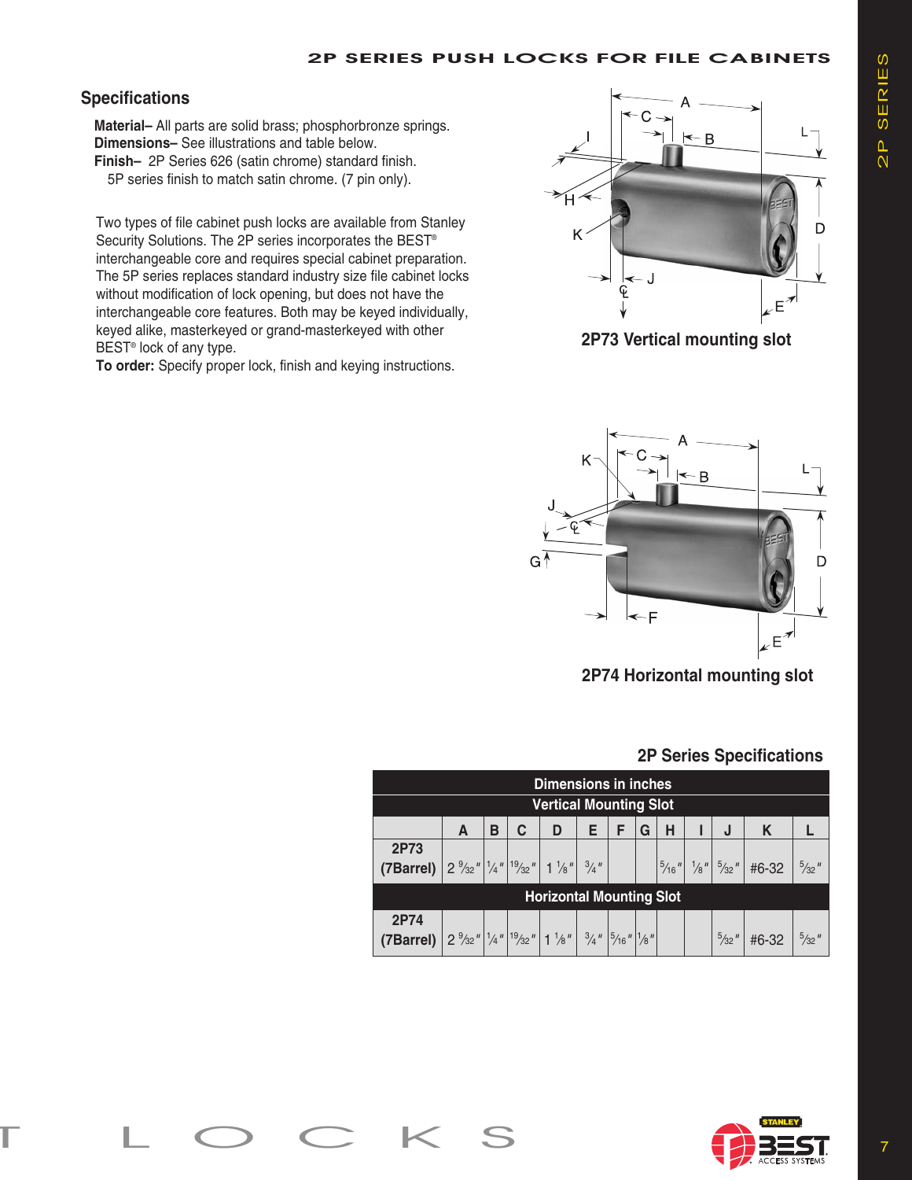## Specifications

**Material–** All parts are solid brass; phosphorbronze springs.
**Dimensions–** See illustrations and table below.
**Finish–** 2P Series 626 (satin chrome) standard finish. 5P series finish to match satin chrome. (7 pin only).

Two types of file cabinet push locks are available from Stanley Security Solutions. The 2P series incorporates the BEST® interchangeable core and requires special cabinet preparation. The 5P series replaces standard industry size file cabinet locks without modification of lock opening, but does not have the interchangeable core features. Both may be keyed individually, keyed alike, masterkeyed or grand-masterkeyed with other BEST® lock of any type.
**To order:** Specify proper lock, finish and keying instructions.

**2P73 Vertical mounting slot**

**2P74 Horizontal mounting slot**

### 2P Series Specifications

| Dimensions in inches | | | | | | | | | | | | |
|---|---|---|---|---|---|---|---|---|---|---|---|---|
| **Vertical Mounting Slot** | | | | | | | | | | | | |
| | A | B | C | D | E | F | G | H | I | J | K | L |
| 2P73 (7Barrel) | 2 9⁄32" | 1⁄4" | 19⁄32" | 1 1⁄8" | 3⁄4" | | | 5⁄16" | 1⁄8" | 5⁄32" | #6-32 | 5⁄32" |
| **Horizontal Mounting Slot** | | | | | | | | | | | | |
| 2P74 (7Barrel) | 2 9⁄32" | 1⁄4" | 19⁄32" | 1 1⁄8" | 3⁄4" | 5⁄16" | 1⁄8" | | | 5⁄32" | #6-32 | 5⁄32" |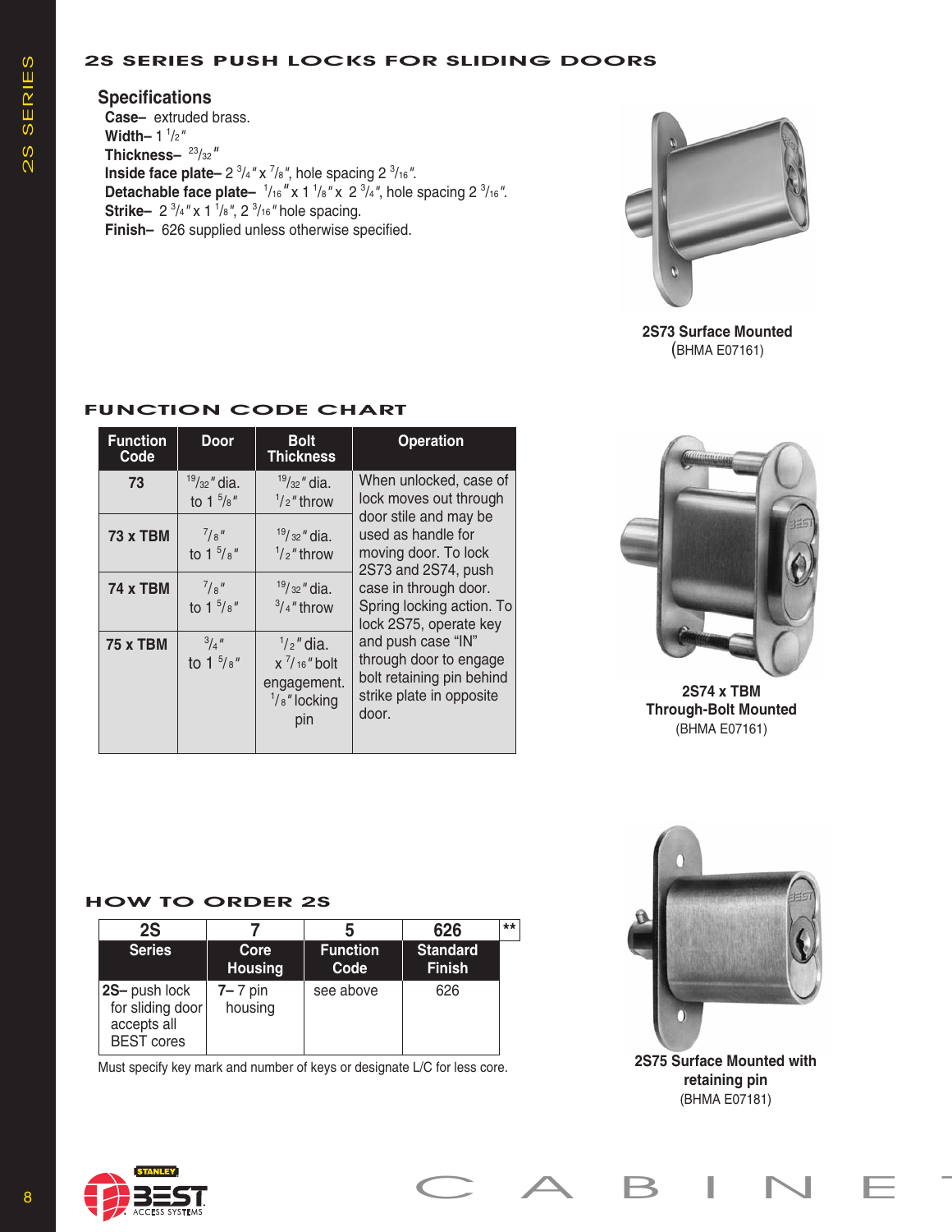## 2S SERIES PUSH LOCKS FOR SLIDING DOORS

### Specifications

**Case–** extruded brass.
**Width–** 1 1/2"
**Thickness–** 23/32"
**Inside face plate–** 2 3/4" x 7/8", hole spacing 2 3/16".
**Detachable face plate–** 1/16" x 1 1/8" x 2 3/4", hole spacing 2 3/16".
**Strike–** 2 3/4" x 1 1/8", 2 3/16" hole spacing.
**Finish–** 626 supplied unless otherwise specified.

**2S73 Surface Mounted**
(BHMA E07161)

## FUNCTION CODE CHART

| Function Code | Door | Bolt Thickness | Operation |
|---|---|---|---|
| 73 | 19/32" dia. to 1 5/8" | 19/32" dia. 1/2" throw | When unlocked, case of lock moves out through door stile and may be used as handle for moving door. To lock 2S73 and 2S74, push case in through door. Spring locking action. To lock 2S75, operate key and push case "IN" through door to engage bolt retaining pin behind strike plate in opposite door. |
| 73 x TBM | 7/8" to 1 5/8" | 19/32" dia. 1/2" throw | |
| 74 x TBM | 7/8" to 1 5/8" | 19/32" dia. 3/4" throw | |
| 75 x TBM | 3/4" to 1 5/8" | 1/2" dia. x 7/16" bolt engagement. 1/8" locking pin | |

**2S74 x TBM Through-Bolt Mounted**
(BHMA E07161)

## HOW TO ORDER 2S

| 2S | 7 | 5 | 626 | ** |
|---|---|---|---|---|
| **Series** | **Core Housing** | **Function Code** | **Standard Finish** | |
| **2S–** push lock for sliding door accepts all BEST cores | **7–** 7 pin housing | see above | 626 | |

Must specify key mark and number of keys or designate L/C for less core.

**2S75 Surface Mounted with retaining pin**
(BHMA E07181)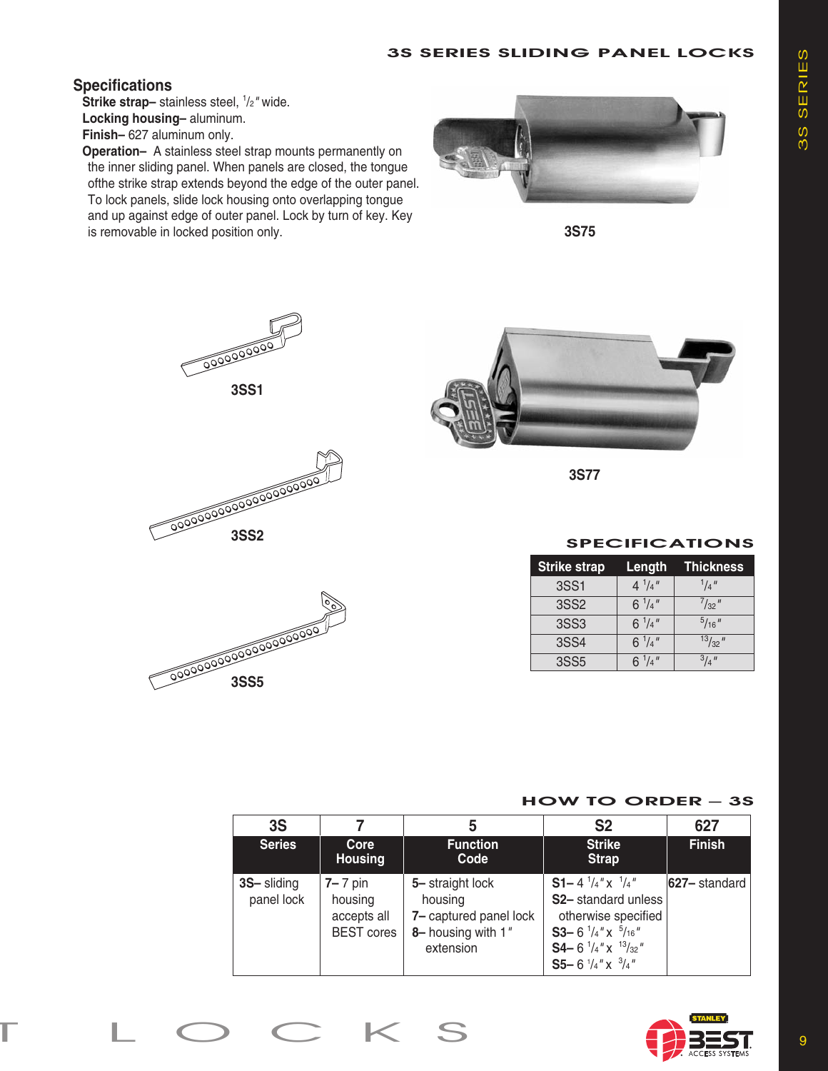# 3S SERIES SLIDING PANEL LOCKS

## Specifications

**Strike strap–** stainless steel, 1/2" wide.
**Locking housing–** aluminum.
**Finish–** 627 aluminum only.
**Operation–** A stainless steel strap mounts permanently on the inner sliding panel. When panels are closed, the tongue ofthe strike strap extends beyond the edge of the outer panel. To lock panels, slide lock housing onto overlapping tongue and up against edge of outer panel. Lock by turn of key. Key is removable in locked position only.

3S75

3SS1

3S77

3SS2

3SS5

## SPECIFICATIONS

| Strike strap | Length | Thickness |
|---|---|---|
| 3SS1 | 4 1/4" | 1/4" |
| 3SS2 | 6 1/4" | 7/32" |
| 3SS3 | 6 1/4" | 5/16" |
| 3SS4 | 6 1/4" | 13/32" |
| 3SS5 | 6 1/4" | 3/4" |

## HOW TO ORDER — 3S

| 3S | 7 | 5 | S2 | 627 |
|---|---|---|---|---|
| **Series** | **Core Housing** | **Function Code** | **Strike Strap** | **Finish** |
| **3S–** sliding panel lock | **7–** 7 pin housing accepts all BEST cores | **5–** straight lock housing<br>**7–** captured panel lock<br>**8–** housing with 1" extension | **S1–** 4 1/4" x 1/4"<br>**S2–** standard unless otherwise specified<br>**S3–** 6 1/4" x 5/16"<br>**S4–** 6 1/4" x 13/32"<br>**S5–** 6 1/4" x 3/4" | **627–** standard |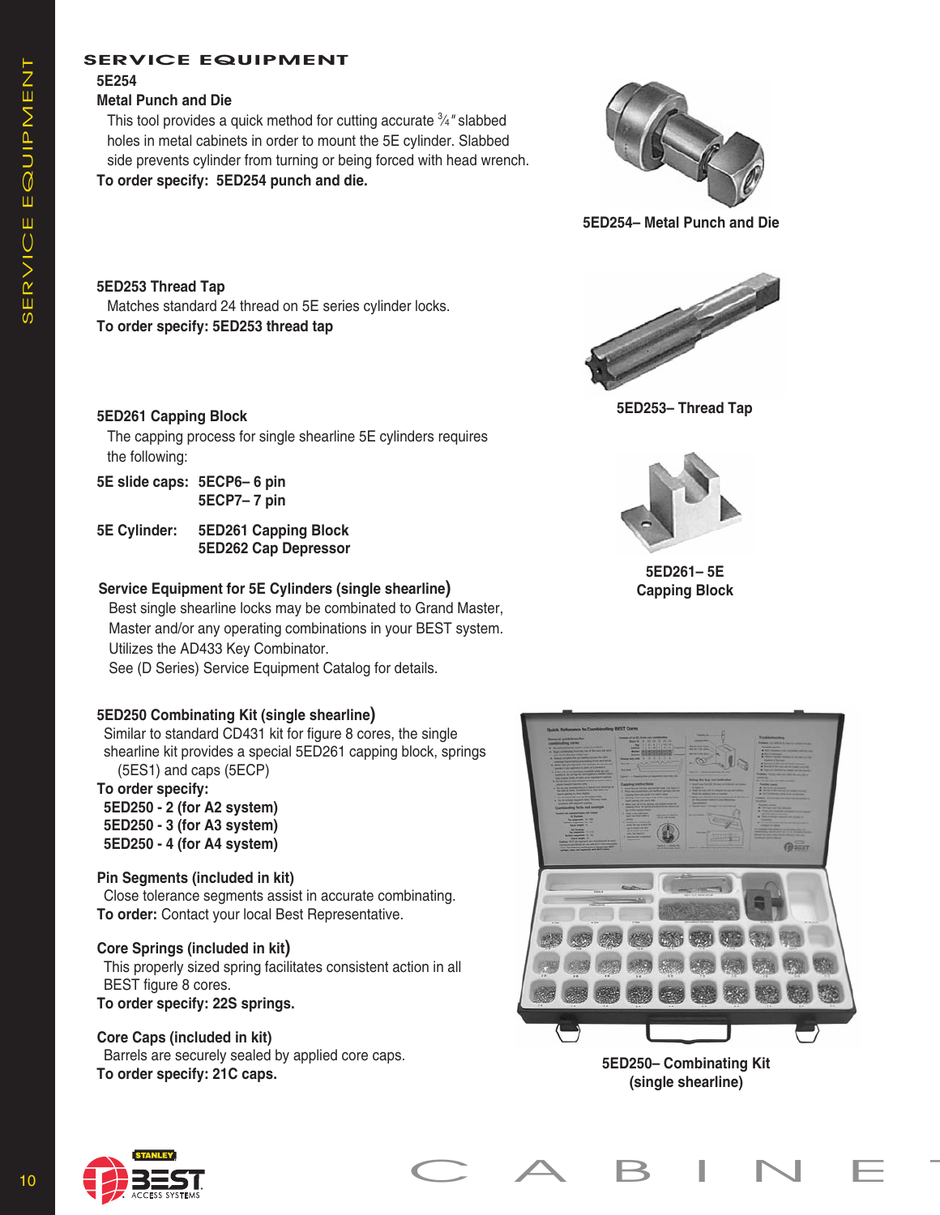# SERVICE EQUIPMENT

**5E254**

**Metal Punch and Die**

This tool provides a quick method for cutting accurate ¾″ slabbed holes in metal cabinets in order to mount the 5E cylinder. Slabbed side prevents cylinder from turning or being forced with head wrench.

**To order specify: 5ED254 punch and die.**

**5ED254– Metal Punch and Die**

**5ED253 Thread Tap**

Matches standard 24 thread on 5E series cylinder locks.

**To order specify: 5ED253 thread tap**

**5ED253– Thread Tap**

**5ED261 Capping Block**

The capping process for single shearline 5E cylinders requires the following:

**5E slide caps:** **5ECP6– 6 pin**
**5ECP7– 7 pin**

**5E Cylinder:** **5ED261 Capping Block**
**5ED262 Cap Depressor**

**5ED261– 5E Capping Block**

**Service Equipment for 5E Cylinders (single shearline)**

Best single shearline locks may be combinated to Grand Master, Master and/or any operating combinations in your BEST system. Utilizes the AD433 Key Combinator.
See (D Series) Service Equipment Catalog for details.

**5ED250 Combinating Kit (single shearline)**

Similar to standard CD431 kit for figure 8 cores, the single shearline kit provides a special 5ED261 capping block, springs (5ES1) and caps (5ECP)

**To order specify:**

**5ED250 - 2 (for A2 system)**
**5ED250 - 3 (for A3 system)**
**5ED250 - 4 (for A4 system)**

**Pin Segments (included in kit)**

Close tolerance segments assist in accurate combinating.

**To order:** Contact your local Best Representative.

**Core Springs (included in kit)**

This properly sized spring facilitates consistent action in all BEST figure 8 cores.

**To order specify: 22S springs.**

**Core Caps (included in kit)**

Barrels are securely sealed by applied core caps.

**To order specify: 21C caps.**

**5ED250– Combinating Kit (single shearline)**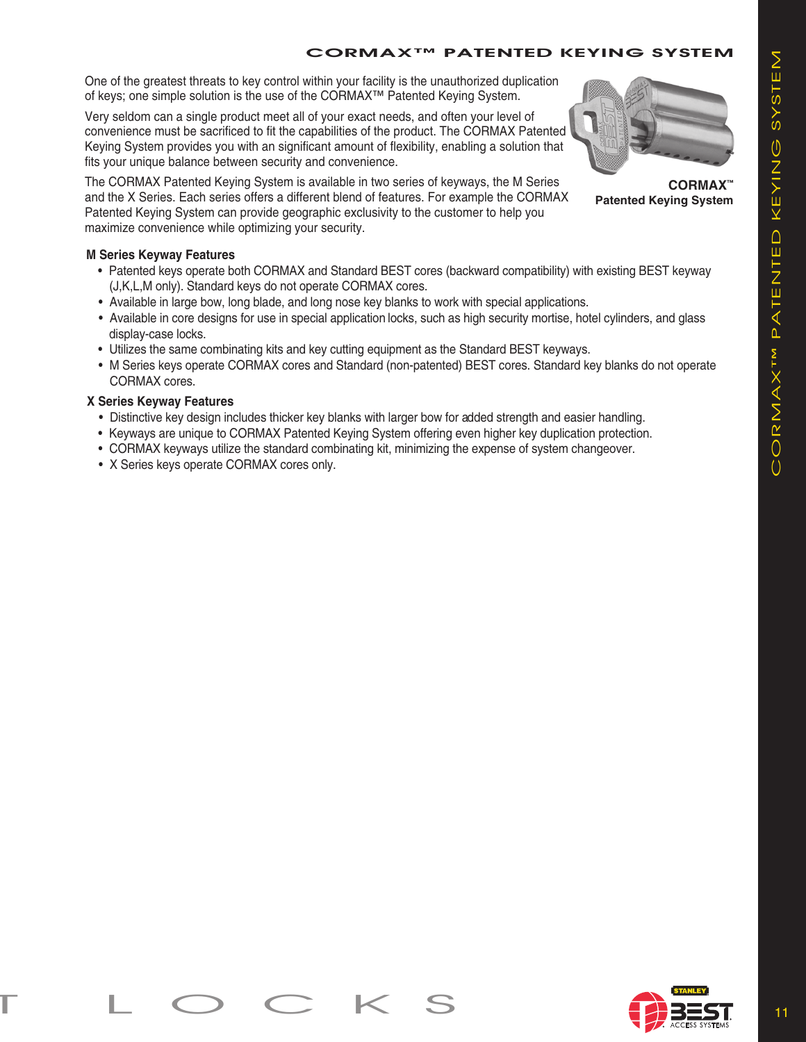# CORMAX™ PATENTED KEYING SYSTEM

One of the greatest threats to key control within your facility is the unauthorized duplication of keys; one simple solution is the use of the CORMAX™ Patented Keying System.

Very seldom can a single product meet all of your exact needs, and often your level of convenience must be sacrificed to fit the capabilities of the product. The CORMAX Patented Keying System provides you with an significant amount of flexibility, enabling a solution that fits your unique balance between security and convenience.

The CORMAX Patented Keying System is available in two series of keyways, the M Series and the X Series. Each series offers a different blend of features. For example the CORMAX Patented Keying System can provide geographic exclusivity to the customer to help you maximize convenience while optimizing your security.

**CORMAX™**
**Patented Keying System**

### M Series Keyway Features

- Patented keys operate both CORMAX and Standard BEST cores (backward compatibility) with existing BEST keyway (J,K,L,M only). Standard keys do not operate CORMAX cores.
- Available in large bow, long blade, and long nose key blanks to work with special applications.
- Available in core designs for use in special application locks, such as high security mortise, hotel cylinders, and glass display-case locks.
- Utilizes the same combinating kits and key cutting equipment as the Standard BEST keyways.
- M Series keys operate CORMAX cores and Standard (non-patented) BEST cores. Standard key blanks do not operate CORMAX cores.

### X Series Keyway Features

- Distinctive key design includes thicker key blanks with larger bow for added strength and easier handling.
- Keyways are unique to CORMAX Patented Keying System offering even higher key duplication protection.
- CORMAX keyways utilize the standard combinating kit, minimizing the expense of system changeover.
- X Series keys operate CORMAX cores only.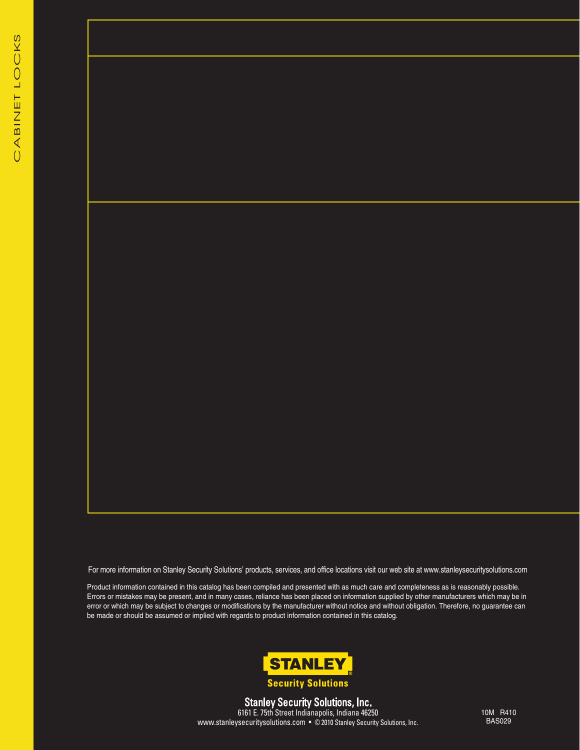For more information on Stanley Security Solutions' products, services, and office locations visit our web site at www.stanleysecuritysolutions.com

Product information contained in this catalog has been compiled and presented with as much care and completeness as is reasonably possible. Errors or mistakes may be present, and in many cases, reliance has been placed on information supplied by other manufacturers which may be in error or which may be subject to changes or modifications by the manufacturer without notice and without obligation. Therefore, no guarantee can be made or should be assumed or implied with regards to product information contained in this catalog.

STANLEY®
Security Solutions

**Stanley Security Solutions, Inc.**
6161 E. 75th Street Indianapolis, Indiana 46250
www.stanleysecuritysolutions.com • © 2010 Stanley Security Solutions, Inc.

10M R410
BAS029